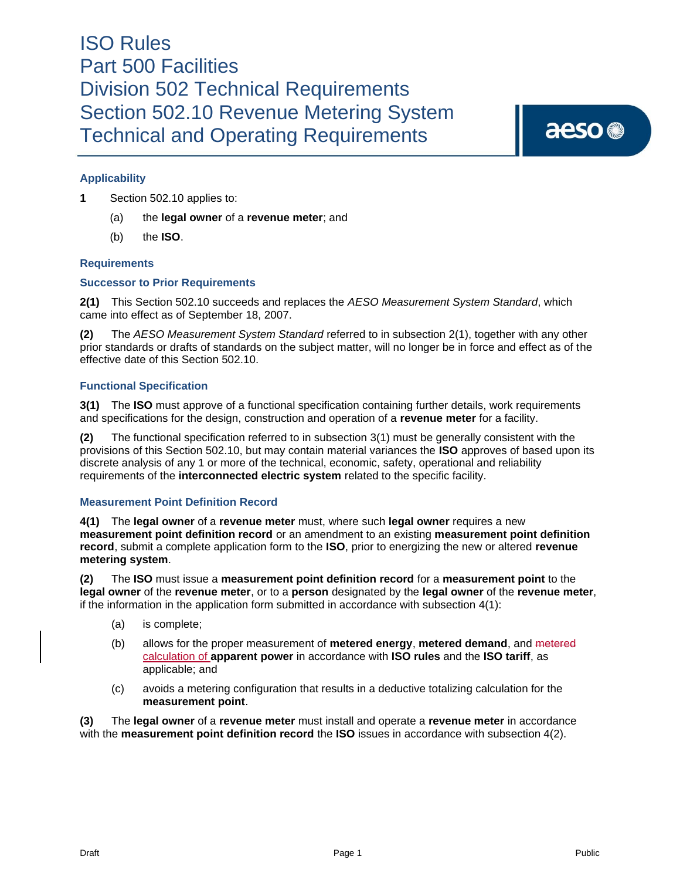# ISO Rules
# Part 500 Facilities
# Division 502 Technical Requirements
# Section 502.10 Revenue Metering System Technical and Operating Requirements

## Applicability

**1** Section 502.10 applies to:

(a) the **legal owner** of a **revenue meter**; and

(b) the **ISO**.

## Requirements

### Successor to Prior Requirements

**2(1)** This Section 502.10 succeeds and replaces the *AESO Measurement System Standard*, which came into effect as of September 18, 2007.

**(2)** The *AESO Measurement System Standard* referred to in subsection 2(1), together with any other prior standards or drafts of standards on the subject matter, will no longer be in force and effect as of the effective date of this Section 502.10.

### Functional Specification

**3(1)** The **ISO** must approve of a functional specification containing further details, work requirements and specifications for the design, construction and operation of a **revenue meter** for a facility.

**(2)** The functional specification referred to in subsection 3(1) must be generally consistent with the provisions of this Section 502.10, but may contain material variances the **ISO** approves of based upon its discrete analysis of any 1 or more of the technical, economic, safety, operational and reliability requirements of the **interconnected electric system** related to the specific facility.

### Measurement Point Definition Record

**4(1)** The **legal owner** of a **revenue meter** must, where such **legal owner** requires a new **measurement point definition record** or an amendment to an existing **measurement point definition record**, submit a complete application form to the **ISO**, prior to energizing the new or altered **revenue metering system**.

**(2)** The **ISO** must issue a **measurement point definition record** for a **measurement point** to the **legal owner** of the **revenue meter**, or to a **person** designated by the **legal owner** of the **revenue meter**, if the information in the application form submitted in accordance with subsection 4(1):

(a) is complete;

(b) allows for the proper measurement of **metered energy**, **metered demand**, and ~~metered~~ calculation of **apparent power** in accordance with **ISO rules** and the **ISO tariff**, as applicable; and

(c) avoids a metering configuration that results in a deductive totalizing calculation for the **measurement point**.

**(3)** The **legal owner** of a **revenue meter** must install and operate a **revenue meter** in accordance with the **measurement point definition record** the **ISO** issues in accordance with subsection 4(2).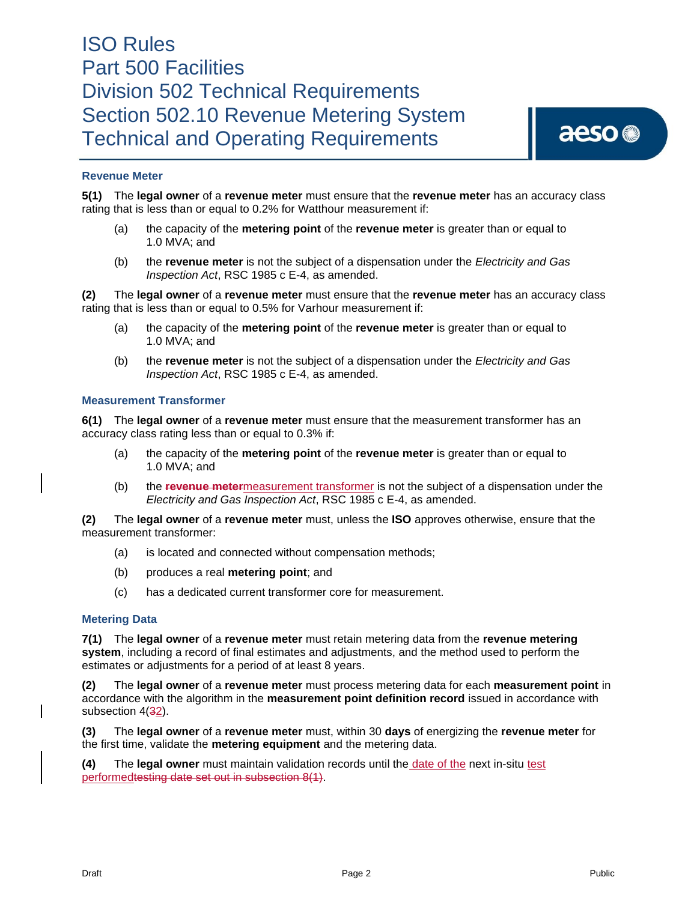### Revenue Meter

**5(1)** The **legal owner** of a **revenue meter** must ensure that the **revenue meter** has an accuracy class rating that is less than or equal to 0.2% for Watthour measurement if:

(a) the capacity of the **metering point** of the **revenue meter** is greater than or equal to 1.0 MVA; and

(b) the **revenue meter** is not the subject of a dispensation under the *Electricity and Gas Inspection Act*, RSC 1985 c E-4, as amended.

**(2)** The **legal owner** of a **revenue meter** must ensure that the **revenue meter** has an accuracy class rating that is less than or equal to 0.5% for Varhour measurement if:

(a) the capacity of the **metering point** of the **revenue meter** is greater than or equal to 1.0 MVA; and

(b) the **revenue meter** is not the subject of a dispensation under the *Electricity and Gas Inspection Act*, RSC 1985 c E-4, as amended.

### Measurement Transformer

**6(1)** The **legal owner** of a **revenue meter** must ensure that the measurement transformer has an accuracy class rating less than or equal to 0.3% if:

(a) the capacity of the **metering point** of the **revenue meter** is greater than or equal to 1.0 MVA; and

(b) the ~~**revenue meter**~~measurement transformer is not the subject of a dispensation under the *Electricity and Gas Inspection Act*, RSC 1985 c E-4, as amended.

**(2)** The **legal owner** of a **revenue meter** must, unless the **ISO** approves otherwise, ensure that the measurement transformer:

(a) is located and connected without compensation methods;

(b) produces a real **metering point**; and

(c) has a dedicated current transformer core for measurement.

### Metering Data

**7(1)** The **legal owner** of a **revenue meter** must retain metering data from the **revenue metering system**, including a record of final estimates and adjustments, and the method used to perform the estimates or adjustments for a period of at least 8 years.

**(2)** The **legal owner** of a **revenue meter** must process metering data for each **measurement point** in accordance with the algorithm in the **measurement point definition record** issued in accordance with subsection 4(~~3~~2).

**(3)** The **legal owner** of a **revenue meter** must, within 30 **days** of energizing the **revenue meter** for the first time, validate the **metering equipment** and the metering data.

**(4)** The **legal owner** must maintain validation records until the date of the next in-situ test performed~~testing date set out in subsection 8(1)~~.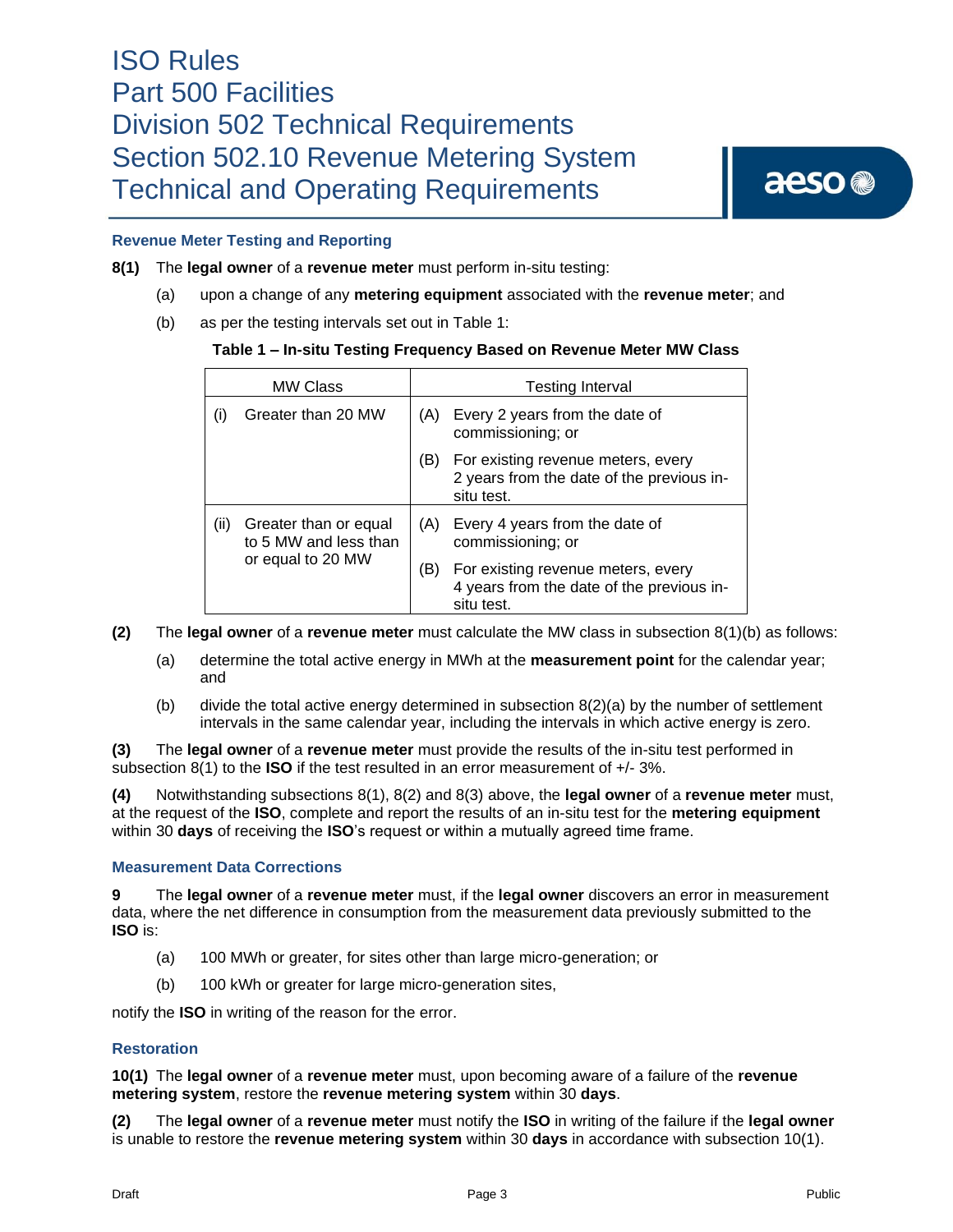### Revenue Meter Testing and Reporting

**8(1)** The **legal owner** of a **revenue meter** must perform in-situ testing:

(a) upon a change of any **metering equipment** associated with the **revenue meter**; and

(b) as per the testing intervals set out in Table 1:

**Table 1 – In-situ Testing Frequency Based on Revenue Meter MW Class**

| MW Class | Testing Interval |
|---|---|
| (i) Greater than 20 MW | (A) Every 2 years from the date of commissioning; or<br>(B) For existing revenue meters, every 2 years from the date of the previous in-situ test. |
| (ii) Greater than or equal to 5 MW and less than or equal to 20 MW | (A) Every 4 years from the date of commissioning; or<br>(B) For existing revenue meters, every 4 years from the date of the previous in-situ test. |

**(2)** The **legal owner** of a **revenue meter** must calculate the MW class in subsection 8(1)(b) as follows:

(a) determine the total active energy in MWh at the **measurement point** for the calendar year; and

(b) divide the total active energy determined in subsection 8(2)(a) by the number of settlement intervals in the same calendar year, including the intervals in which active energy is zero.

**(3)** The **legal owner** of a **revenue meter** must provide the results of the in-situ test performed in subsection 8(1) to the **ISO** if the test resulted in an error measurement of +/- 3%.

**(4)** Notwithstanding subsections 8(1), 8(2) and 8(3) above, the **legal owner** of a **revenue meter** must, at the request of the **ISO**, complete and report the results of an in-situ test for the **metering equipment** within 30 **days** of receiving the **ISO**'s request or within a mutually agreed time frame.

### Measurement Data Corrections

**9** The **legal owner** of a **revenue meter** must, if the **legal owner** discovers an error in measurement data, where the net difference in consumption from the measurement data previously submitted to the **ISO** is:

(a) 100 MWh or greater, for sites other than large micro-generation; or

(b) 100 kWh or greater for large micro-generation sites,

notify the **ISO** in writing of the reason for the error.

### Restoration

**10(1)** The **legal owner** of a **revenue meter** must, upon becoming aware of a failure of the **revenue metering system**, restore the **revenue metering system** within 30 **days**.

**(2)** The **legal owner** of a **revenue meter** must notify the **ISO** in writing of the failure if the **legal owner** is unable to restore the **revenue metering system** within 30 **days** in accordance with subsection 10(1).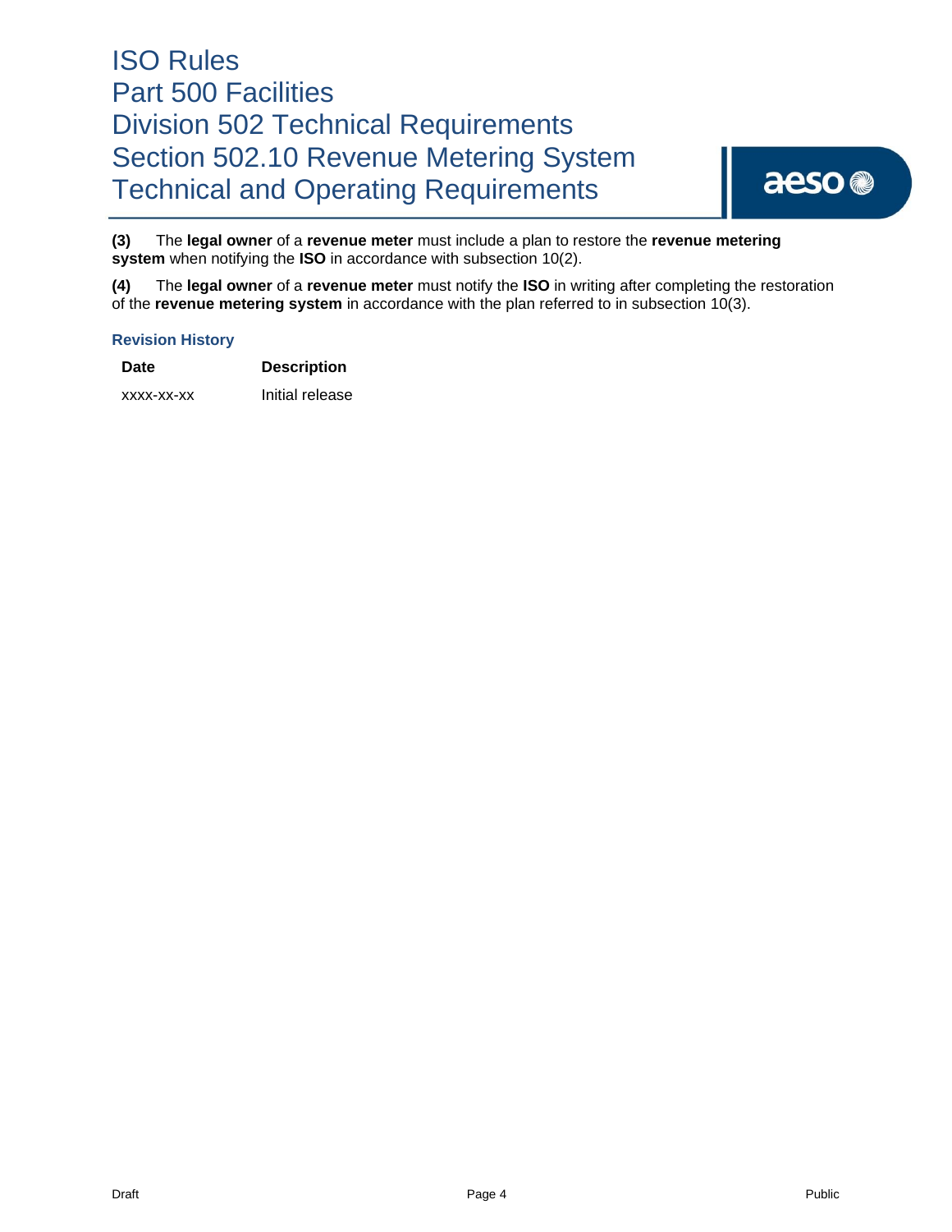**(3)** The **legal owner** of a **revenue meter** must include a plan to restore the **revenue metering system** when notifying the **ISO** in accordance with subsection 10(2).

**(4)** The **legal owner** of a **revenue meter** must notify the **ISO** in writing after completing the restoration of the **revenue metering system** in accordance with the plan referred to in subsection 10(3).

## Revision History

| Date | Description |
|---|---|
| xxxx-xx-xx | Initial release |